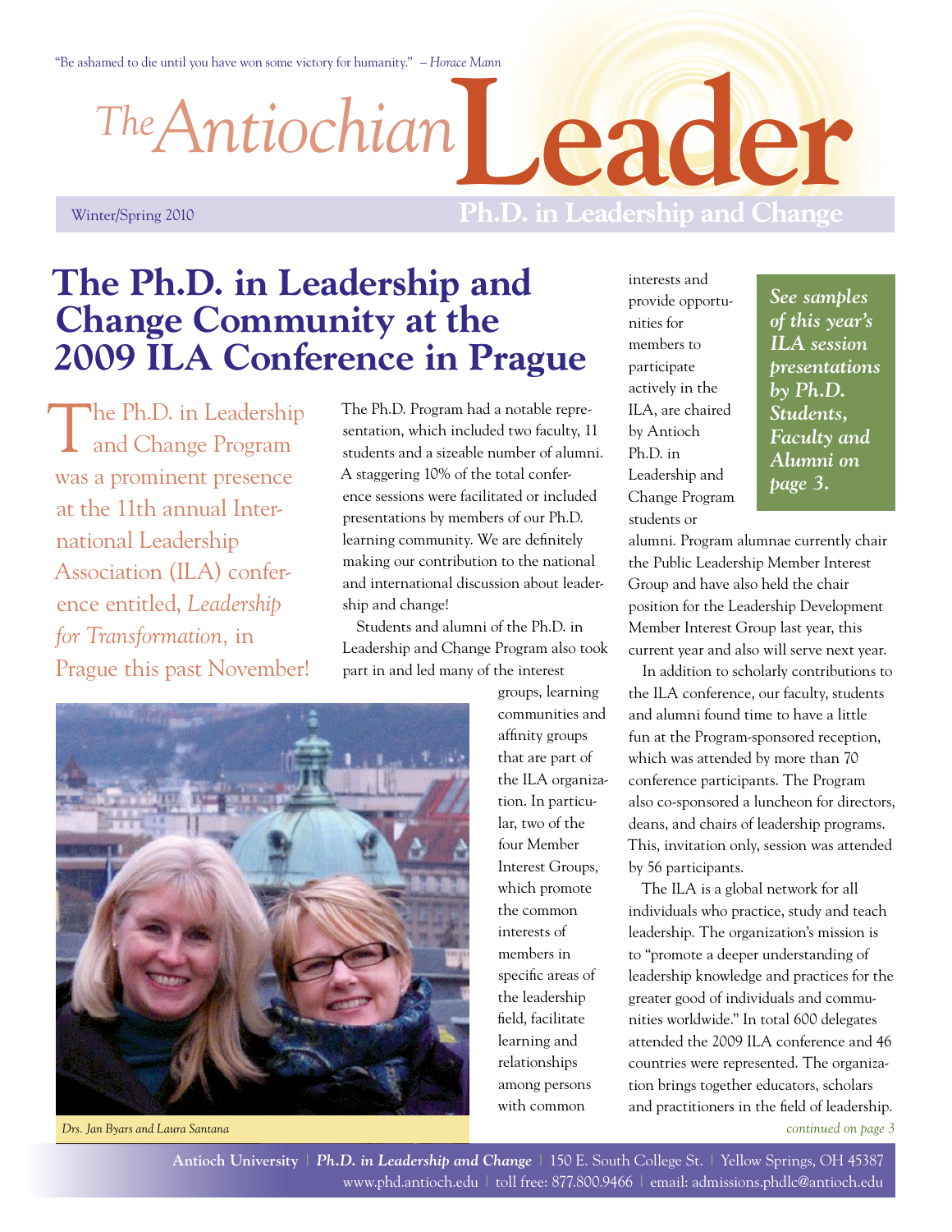"Be ashamed to die until you have won some victory for humanity." *– Horace Mann*

# The Antiochian Leader

Winter/Spring 2010 — **Ph.D. in Leadership and Change**

## The Ph.D. in Leadership and Change Community at the 2009 ILA Conference in Prague

The Ph.D. in Leadership and Change Program was a prominent presence at the 11th annual International Leadership Association (ILA) conference entitled, *Leadership for Transformation,* in Prague this past November!

The Ph.D. Program had a notable representation, which included two faculty, 11 students and a sizeable number of alumni. A staggering 10% of the total conference sessions were facilitated or included presentations by members of our Ph.D. learning community. We are definitely making our contribution to the national and international discussion about leadership and change!

Students and alumni of the Ph.D. in Leadership and Change Program also took part in and led many of the interest groups, learning communities and affinity groups that are part of the ILA organization. In particular, two of the four Member Interest Groups, which promote the common interests of members in specific areas of the leadership field, facilitate learning and relationships among persons with common interests and provide opportunities for members to participate actively in the ILA, are chaired by Antioch Ph.D. in Leadership and Change Program students or alumni. Program alumnae currently chair the Public Leadership Member Interest Group and have also held the chair position for the Leadership Development Member Interest Group last year, this current year and also will serve next year.

***See samples of this year's ILA session presentations by Ph.D. Students, Faculty and Alumni on page 3.***

In addition to scholarly contributions to the ILA conference, our faculty, students and alumni found time to have a little fun at the Program-sponsored reception, which was attended by more than 70 conference participants. The Program also co-sponsored a luncheon for directors, deans, and chairs of leadership programs. This, invitation only, session was attended by 56 participants.

The ILA is a global network for all individuals who practice, study and teach leadership. The organization's mission is to "promote a deeper understanding of leadership knowledge and practices for the greater good of individuals and communities worldwide." In total 600 delegates attended the 2009 ILA conference and 46 countries were represented. The organization brings together educators, scholars and practitioners in the field of leadership.

*continued on page 3*

*Drs. Jan Byars and Laura Santana*

**Antioch University** | ***Ph.D. in Leadership and Change*** | 150 E. South College St. | Yellow Springs, OH 45387
www.phd.antioch.edu | toll free: 877.800.9466 | email: admissions.phdlc@antioch.edu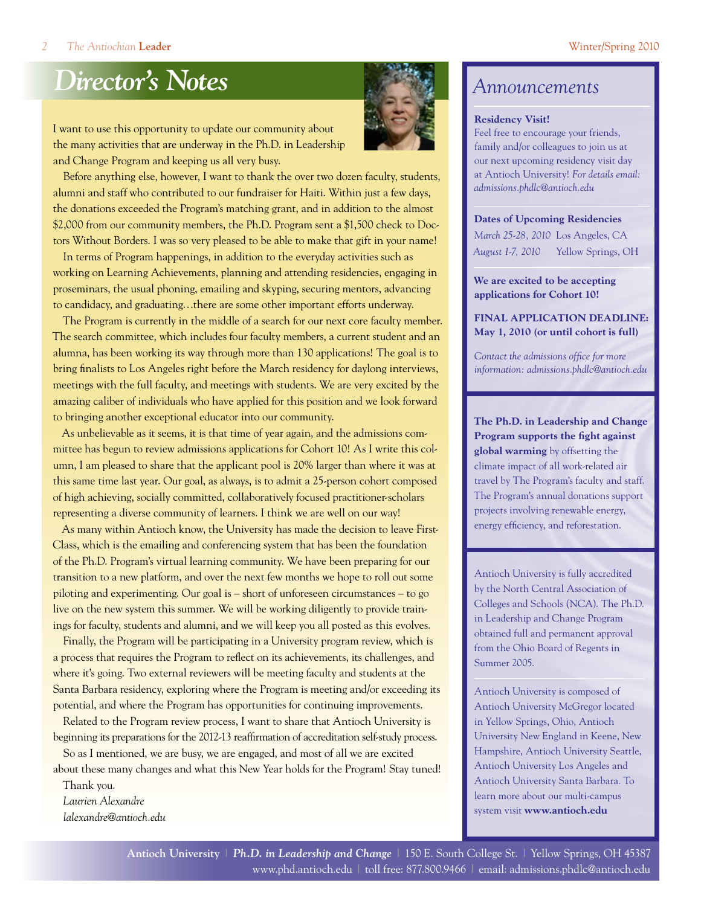# Director's Notes

I want to use this opportunity to update our community about the many activities that are underway in the Ph.D. in Leadership and Change Program and keeping us all very busy.

Before anything else, however, I want to thank the over two dozen faculty, students, alumni and staff who contributed to our fundraiser for Haiti. Within just a few days, the donations exceeded the Program's matching grant, and in addition to the almost $2,000 from our community members, the Ph.D. Program sent a $1,500 check to Doctors Without Borders. I was so very pleased to be able to make that gift in your name!

In terms of Program happenings, in addition to the everyday activities such as working on Learning Achievements, planning and attending residencies, engaging in proseminars, the usual phoning, emailing and skyping, securing mentors, advancing to candidacy, and graduating…there are some other important efforts underway.

The Program is currently in the middle of a search for our next core faculty member. The search committee, which includes four faculty members, a current student and an alumna, has been working its way through more than 130 applications! The goal is to bring finalists to Los Angeles right before the March residency for daylong interviews, meetings with the full faculty, and meetings with students. We are very excited by the amazing caliber of individuals who have applied for this position and we look forward to bringing another exceptional educator into our community.

As unbelievable as it seems, it is that time of year again, and the admissions committee has begun to review admissions applications for Cohort 10! As I write this column, I am pleased to share that the applicant pool is 20% larger than where it was at this same time last year. Our goal, as always, is to admit a 25-person cohort composed of high achieving, socially committed, collaboratively focused practitioner-scholars representing a diverse community of learners. I think we are well on our way!

As many within Antioch know, the University has made the decision to leave FirstClass, which is the emailing and conferencing system that has been the foundation of the Ph.D. Program's virtual learning community. We have been preparing for our transition to a new platform, and over the next few months we hope to roll out some piloting and experimenting. Our goal is – short of unforeseen circumstances – to go live on the new system this summer. We will be working diligently to provide trainings for faculty, students and alumni, and we will keep you all posted as this evolves.

Finally, the Program will be participating in a University program review, which is a process that requires the Program to reflect on its achievements, its challenges, and where it's going. Two external reviewers will be meeting faculty and students at the Santa Barbara residency, exploring where the Program is meeting and/or exceeding its potential, and where the Program has opportunities for continuing improvements.

Related to the Program review process, I want to share that Antioch University is beginning its preparations for the 2012-13 reaffirmation of accreditation self-study process.

So as I mentioned, we are busy, we are engaged, and most of all we are excited about these many changes and what this New Year holds for the Program! Stay tuned!

Thank you.

*Laurien Alexandre*
*lalexandre@antioch.edu*

## Announcements

**Residency Visit!**
Feel free to encourage your friends, family and/or colleagues to join us at our next upcoming residency visit day at Antioch University! *For details email: admissions.phdlc@antioch.edu*

**Dates of Upcoming Residencies**
*March 25-28, 2010* Los Angeles, CA
*August 1-7, 2010* Yellow Springs, OH

**We are excited to be accepting applications for Cohort 10!**

**FINAL APPLICATION DEADLINE: May 1, 2010 (or until cohort is full)**

*Contact the admissions office for more information: admissions.phdlc@antioch.edu*

**The Ph.D. in Leadership and Change Program supports the fight against global warming** by offsetting the climate impact of all work-related air travel by The Program's faculty and staff. The Program's annual donations support projects involving renewable energy, energy efficiency, and reforestation.

Antioch University is fully accredited by the North Central Association of Colleges and Schools (NCA). The Ph.D. in Leadership and Change Program obtained full and permanent approval from the Ohio Board of Regents in Summer 2005.

Antioch University is composed of Antioch University McGregor located in Yellow Springs, Ohio, Antioch University New England in Keene, New Hampshire, Antioch University Seattle, Antioch University Los Angeles and Antioch University Santa Barbara. To learn more about our multi-campus system visit **www.antioch.edu**

**Antioch University** | ***Ph.D. in Leadership and Change*** | 150 E. South College St. | Yellow Springs, OH 45387
www.phd.antioch.edu | toll free: 877.800.9466 | email: admissions.phdlc@antioch.edu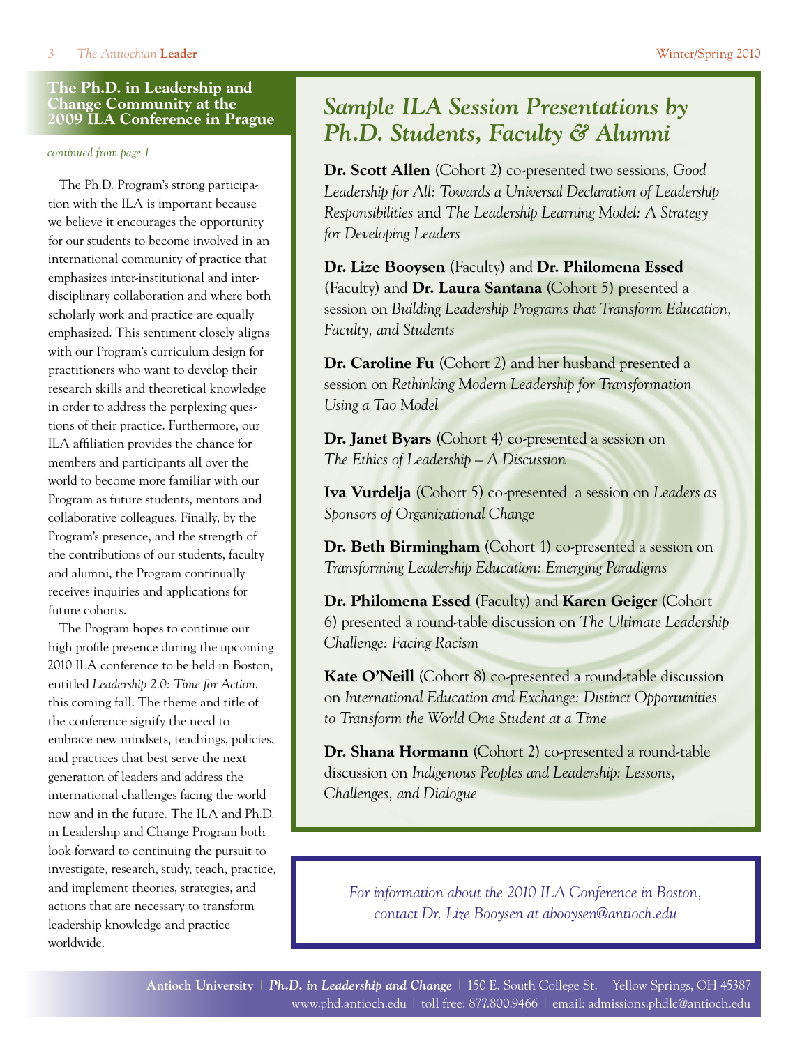## The Ph.D. in Leadership and Change Community at the 2009 ILA Conference in Prague

*continued from page 1*

The Ph.D. Program's strong participation with the ILA is important because we believe it encourages the opportunity for our students to become involved in an international community of practice that emphasizes inter-institutional and interdisciplinary collaboration and where both scholarly work and practice are equally emphasized. This sentiment closely aligns with our Program's curriculum design for practitioners who want to develop their research skills and theoretical knowledge in order to address the perplexing questions of their practice. Furthermore, our ILA affiliation provides the chance for members and participants all over the world to become more familiar with our Program as future students, mentors and collaborative colleagues. Finally, by the Program's presence, and the strength of the contributions of our students, faculty and alumni, the Program continually receives inquiries and applications for future cohorts.

The Program hopes to continue our high profile presence during the upcoming 2010 ILA conference to be held in Boston, entitled *Leadership 2.0: Time for Action*, this coming fall. The theme and title of the conference signify the need to embrace new mindsets, teachings, policies, and practices that best serve the next generation of leaders and address the international challenges facing the world now and in the future. The ILA and Ph.D. in Leadership and Change Program both look forward to continuing the pursuit to investigate, research, study, teach, practice, and implement theories, strategies, and actions that are necessary to transform leadership knowledge and practice worldwide.

## *Sample ILA Session Presentations by Ph.D. Students, Faculty & Alumni*

**Dr. Scott Allen** (Cohort 2) co-presented two sessions, *Good Leadership for All: Towards a Universal Declaration of Leadership Responsibilities* and *The Leadership Learning Model: A Strategy for Developing Leaders*

**Dr. Lize Booysen** (Faculty) and **Dr. Philomena Essed** (Faculty) and **Dr. Laura Santana** (Cohort 5) presented a session on *Building Leadership Programs that Transform Education, Faculty, and Students*

**Dr. Caroline Fu** (Cohort 2) and her husband presented a session on *Rethinking Modern Leadership for Transformation Using a Tao Model*

**Dr. Janet Byars** (Cohort 4) co-presented a session on *The Ethics of Leadership – A Discussion*

**Iva Vurdelja** (Cohort 5) co-presented a session on *Leaders as Sponsors of Organizational Change*

**Dr. Beth Birmingham** (Cohort 1) co-presented a session on *Transforming Leadership Education: Emerging Paradigms*

**Dr. Philomena Essed** (Faculty) and **Karen Geiger** (Cohort 6) presented a round-table discussion on *The Ultimate Leadership Challenge: Facing Racism*

**Kate O'Neill** (Cohort 8) co-presented a round-table discussion on *International Education and Exchange: Distinct Opportunities to Transform the World One Student at a Time*

**Dr. Shana Hormann** (Cohort 2) co-presented a round-table discussion on *Indigenous Peoples and Leadership: Lessons, Challenges, and Dialogue*

*For information about the 2010 ILA Conference in Boston, contact Dr. Lize Booysen at abooysen@antioch.edu*

**Antioch University** | ***Ph.D. in Leadership and Change*** | 150 E. South College St. | Yellow Springs, OH 45387
www.phd.antioch.edu | toll free: 877.800.9466 | email: admissions.phdlc@antioch.edu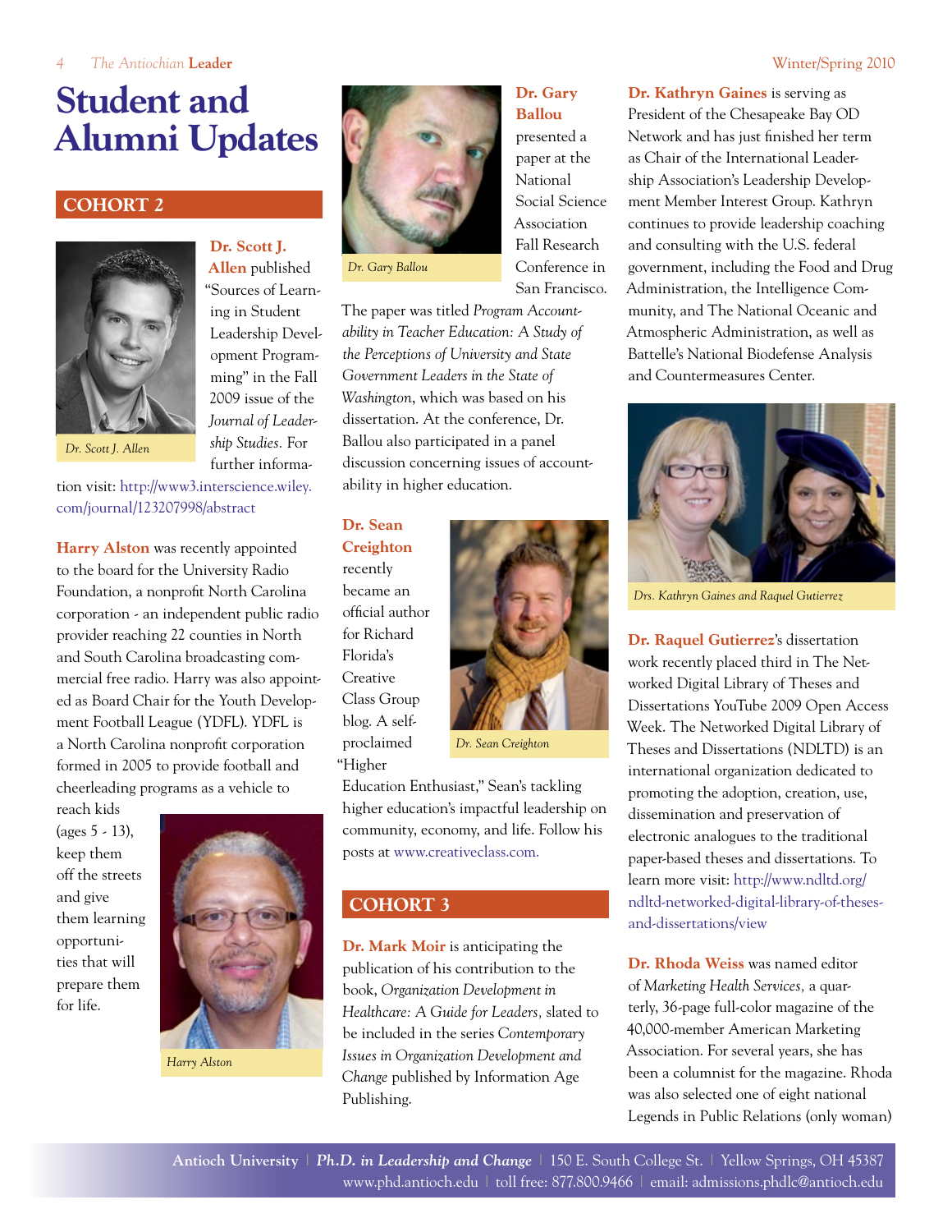# Student and Alumni Updates

## COHORT 2

Dr. Scott J. Allen

**Dr. Scott J. Allen** published "Sources of Learning in Student Leadership Development Programming" in the Fall 2009 issue of the *Journal of Leadership Studies.* For further information visit: http://www3.interscience.wiley.com/journal/123207998/abstract

**Harry Alston** was recently appointed to the board for the University Radio Foundation, a nonprofit North Carolina corporation - an independent public radio provider reaching 22 counties in North and South Carolina broadcasting commercial free radio. Harry was also appointed as Board Chair for the Youth Development Football League (YDFL). YDFL is a North Carolina nonprofit corporation formed in 2005 to provide football and cheerleading programs as a vehicle to reach kids (ages 5 - 13), keep them off the streets and give them learning opportunities that will prepare them for life.

Harry Alston

Dr. Gary Ballou

**Dr. Gary Ballou** presented a paper at the National Social Science Association Fall Research Conference in San Francisco. The paper was titled *Program Accountability in Teacher Education: A Study of the Perceptions of University and State Government Leaders in the State of Washington*, which was based on his dissertation. At the conference, Dr. Ballou also participated in a panel discussion concerning issues of accountability in higher education.

**Dr. Sean Creighton** recently became an official author for Richard Florida's Creative Class Group blog. A self-proclaimed "Higher Education Enthusiast," Sean's tackling higher education's impactful leadership on community, economy, and life. Follow his posts at www.creativeclass.com.

Dr. Sean Creighton

## COHORT 3

**Dr. Mark Moir** is anticipating the publication of his contribution to the book, *Organization Development in Healthcare: A Guide for Leaders,* slated to be included in the series *Contemporary Issues in Organization Development and Change* published by Information Age Publishing.

**Dr. Kathryn Gaines** is serving as President of the Chesapeake Bay OD Network and has just finished her term as Chair of the International Leadership Association's Leadership Development Member Interest Group. Kathryn continues to provide leadership coaching and consulting with the U.S. federal government, including the Food and Drug Administration, the Intelligence Community, and The National Oceanic and Atmospheric Administration, as well as Battelle's National Biodefense Analysis and Countermeasures Center.

Drs. Kathryn Gaines and Raquel Gutierrez

**Dr. Raquel Gutierrez**'s dissertation work recently placed third in The Networked Digital Library of Theses and Dissertations YouTube 2009 Open Access Week. The Networked Digital Library of Theses and Dissertations (NDLTD) is an international organization dedicated to promoting the adoption, creation, use, dissemination and preservation of electronic analogues to the traditional paper-based theses and dissertations. To learn more visit: http://www.ndltd.org/ndltd-networked-digital-library-of-theses-and-dissertations/view

**Dr. Rhoda Weiss** was named editor of *Marketing Health Services,* a quarterly, 36-page full-color magazine of the 40,000-member American Marketing Association. For several years, she has been a columnist for the magazine. Rhoda was also selected one of eight national Legends in Public Relations (only woman)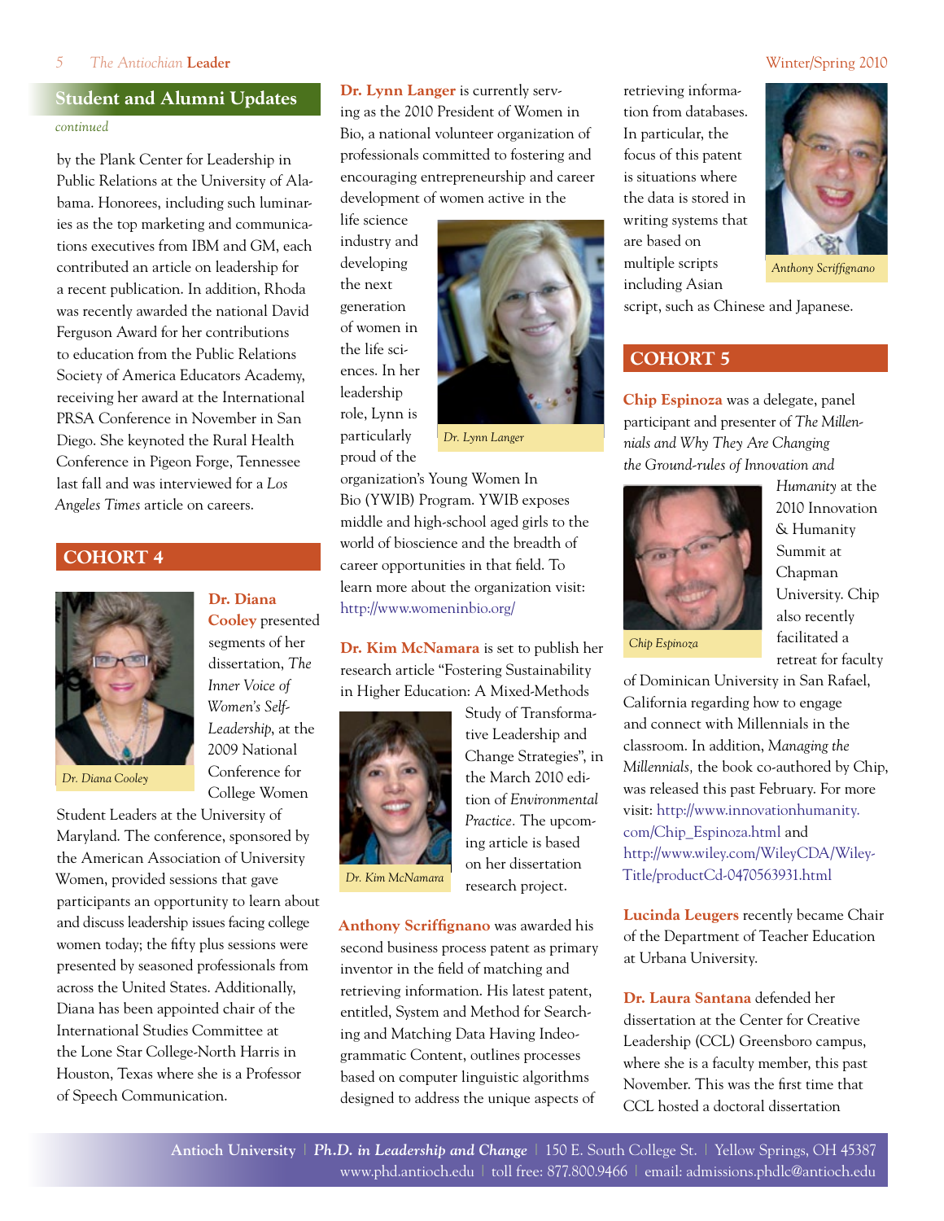## Student and Alumni Updates

*continued*

by the Plank Center for Leadership in Public Relations at the University of Alabama. Honorees, including such luminaries as the top marketing and communications executives from IBM and GM, each contributed an article on leadership for a recent publication. In addition, Rhoda was recently awarded the national David Ferguson Award for her contributions to education from the Public Relations Society of America Educators Academy, receiving her award at the International PRSA Conference in November in San Diego. She keynoted the Rural Health Conference in Pigeon Forge, Tennessee last fall and was interviewed for a *Los Angeles Times* article on careers.

## COHORT 4

Dr. Diana Cooley

**Dr. Diana Cooley** presented segments of her dissertation, *The Inner Voice of Women's Self-Leadership*, at the 2009 National Conference for College Women Student Leaders at the University of Maryland. The conference, sponsored by the American Association of University Women, provided sessions that gave participants an opportunity to learn about and discuss leadership issues facing college women today; the fifty plus sessions were presented by seasoned professionals from across the United States. Additionally, Diana has been appointed chair of the International Studies Committee at the Lone Star College-North Harris in Houston, Texas where she is a Professor of Speech Communication.

**Dr. Lynn Langer** is currently serving as the 2010 President of Women in Bio, a national volunteer organization of professionals committed to fostering and encouraging entrepreneurship and career development of women active in the life science industry and developing the next generation of women in the life sciences. In her leadership role, Lynn is particularly proud of the organization's Young Women In Bio (YWIB) Program. YWIB exposes middle and high-school aged girls to the world of bioscience and the breadth of career opportunities in that field. To learn more about the organization visit: http://www.womeninbio.org/

Dr. Lynn Langer

**Dr. Kim McNamara** is set to publish her research article "Fostering Sustainability in Higher Education: A Mixed-Methods Study of Transformative Leadership and Change Strategies", in the March 2010 edition of *Environmental Practice.* The upcoming article is based on her dissertation research project.

Dr. Kim McNamara

**Anthony Scriffignano** was awarded his second business process patent as primary inventor in the field of matching and retrieving information. His latest patent, entitled, System and Method for Searching and Matching Data Having Ideogrammatic Content, outlines processes based on computer linguistic algorithms designed to address the unique aspects of retrieving information from databases. In particular, the focus of this patent is situations where the data is stored in writing systems that are based on multiple scripts including Asian script, such as Chinese and Japanese.

Anthony Scriffignano

## COHORT 5

**Chip Espinoza** was a delegate, panel participant and presenter of *The Millennials and Why They Are Changing the Ground-rules of Innovation and Humanity* at the 2010 Innovation & Humanity Summit at Chapman University. Chip also recently facilitated a retreat for faculty of Dominican University in San Rafael, California regarding how to engage and connect with Millennials in the classroom. In addition, *Managing the Millennials,* the book co-authored by Chip, was released this past February. For more visit: http://www.innovationhumanity.com/Chip_Espinoza.html and http://www.wiley.com/WileyCDA/WileyTitle/productCd-0470563931.html

Chip Espinoza

**Lucinda Leugers** recently became Chair of the Department of Teacher Education at Urbana University.

**Dr. Laura Santana** defended her dissertation at the Center for Creative Leadership (CCL) Greensboro campus, where she is a faculty member, this past November. This was the first time that CCL hosted a doctoral dissertation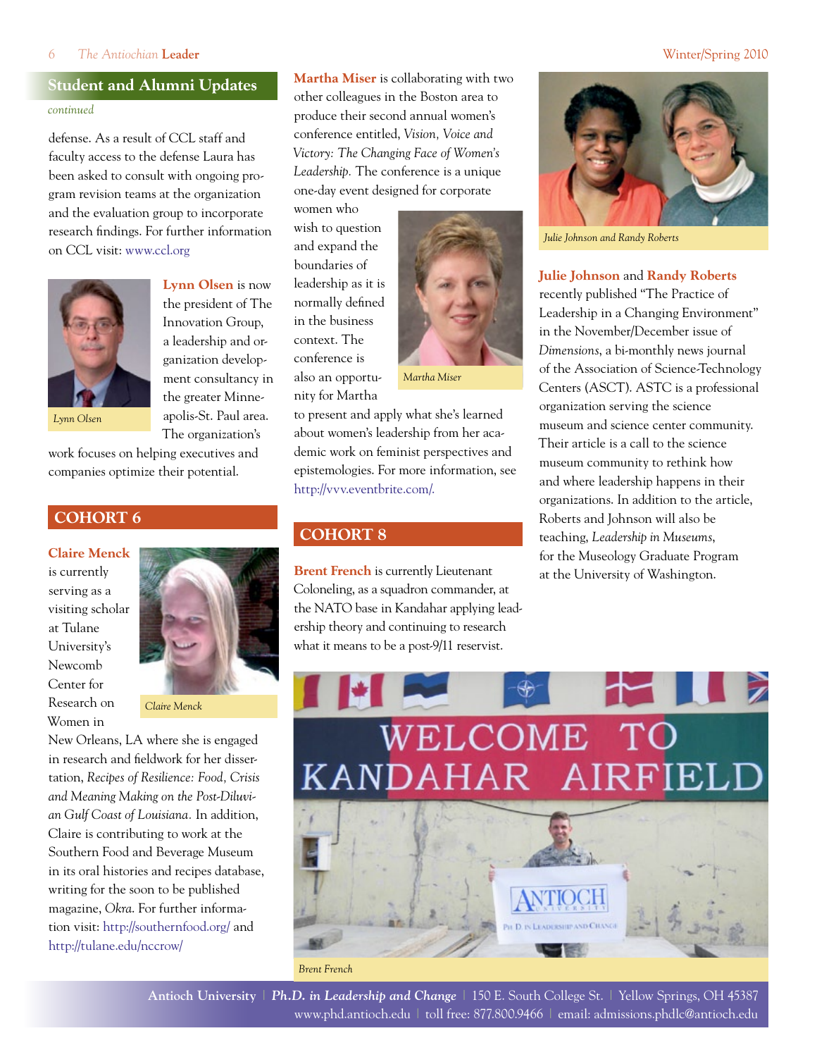## Student and Alumni Updates

*continued*

defense. As a result of CCL staff and faculty access to the defense Laura has been asked to consult with ongoing program revision teams at the organization and the evaluation group to incorporate research findings. For further information on CCL visit: www.ccl.org

Lynn Olsen

**Lynn Olsen** is now the president of The Innovation Group, a leadership and organization development consultancy in the greater Minneapolis-St. Paul area. The organization's work focuses on helping executives and companies optimize their potential.

## COHORT 6

Claire Menck

**Claire Menck** is currently serving as a visiting scholar at Tulane University's Newcomb Center for Research on Women in New Orleans, LA where she is engaged in research and fieldwork for her dissertation, *Recipes of Resilience: Food, Crisis and Meaning Making on the Post-Diluvian Gulf Coast of Louisiana.* In addition, Claire is contributing to work at the Southern Food and Beverage Museum in its oral histories and recipes database, writing for the soon to be published magazine, *Okra*. For further information visit: http://southernfood.org/ and http://tulane.edu/nccrow/

**Martha Miser** is collaborating with two other colleagues in the Boston area to produce their second annual women's conference entitled, *Vision, Voice and Victory: The Changing Face of Women's Leadership.* The conference is a unique one-day event designed for corporate women who wish to question and expand the boundaries of leadership as it is normally defined in the business context. The conference is also an opportunity for Martha to present and apply what she's learned about women's leadership from her academic work on feminist perspectives and epistemologies. For more information, see http://vvv.eventbrite.com/.

Martha Miser

## COHORT 8

**Brent French** is currently Lieutenant Coloneling, as a squadron commander, at the NATO base in Kandahar applying leadership theory and continuing to research what it means to be a post-9/11 reservist.

Brent French

Julie Johnson and Randy Roberts

**Julie Johnson** and **Randy Roberts** recently published "The Practice of Leadership in a Changing Environment" in the November/December issue of *Dimensions*, a bi-monthly news journal of the Association of Science-Technology Centers (ASCT). ASTC is a professional organization serving the science museum and science center community. Their article is a call to the science museum community to rethink how and where leadership happens in their organizations. In addition to the article, Roberts and Johnson will also be teaching, *Leadership in Museums*, for the Museology Graduate Program at the University of Washington.

**Antioch University** | ***Ph.D. in Leadership and Change*** | 150 E. South College St. | Yellow Springs, OH 45387
www.phd.antioch.edu | toll free: 877.800.9466 | email: admissions.phdlc@antioch.edu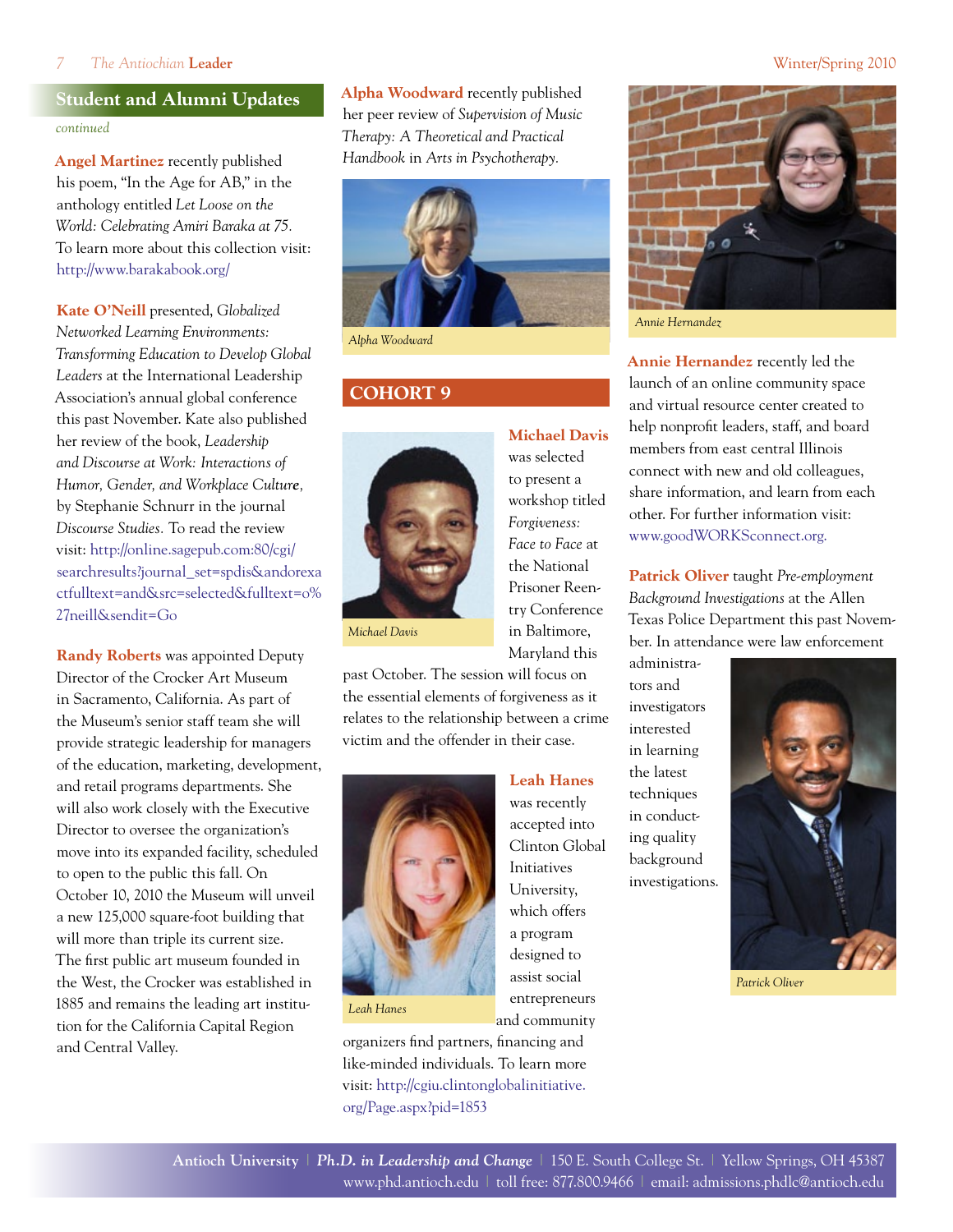## Student and Alumni Updates

*continued*

**Angel Martinez** recently published his poem, "In the Age for AB," in the anthology entitled *Let Loose on the World: Celebrating Amiri Baraka at 75.* To learn more about this collection visit: http://www.barakabook.org/

**Kate O'Neill** presented, *Globalized Networked Learning Environments: Transforming Education to Develop Global Leaders* at the International Leadership Association's annual global conference this past November. Kate also published her review of the book, *Leadership and Discourse at Work: Interactions of Humor, Gender, and Workplace Culture*, by Stephanie Schnurr in the journal *Discourse Studies.* To read the review visit: http://online.sagepub.com:80/cgi/searchresults?journal_set=spdis&andorexactfulltext=and&src=selected&fulltext=o%27neill&sendit=Go

**Randy Roberts** was appointed Deputy Director of the Crocker Art Museum in Sacramento, California. As part of the Museum's senior staff team she will provide strategic leadership for managers of the education, marketing, development, and retail programs departments. She will also work closely with the Executive Director to oversee the organization's move into its expanded facility, scheduled to open to the public this fall. On October 10, 2010 the Museum will unveil a new 125,000 square-foot building that will more than triple its current size. The first public art museum founded in the West, the Crocker was established in 1885 and remains the leading art institution for the California Capital Region and Central Valley.

**Alpha Woodward** recently published her peer review of *Supervision of Music Therapy: A Theoretical and Practical Handbook* in *Arts in Psychotherapy.*

Alpha Woodward

## COHORT 9

Michael Davis

**Michael Davis** was selected to present a workshop titled *Forgiveness: Face to Face* at the National Prisoner Reentry Conference in Baltimore, Maryland this past October. The session will focus on the essential elements of forgiveness as it relates to the relationship between a crime victim and the offender in their case.

Leah Hanes

**Leah Hanes** was recently accepted into Clinton Global Initiatives University, which offers a program designed to assist social entrepreneurs and community organizers find partners, financing and like-minded individuals. To learn more visit: http://cgiu.clintonglobalinitiative.org/Page.aspx?pid=1853

Annie Hernandez

**Annie Hernandez** recently led the launch of an online community space and virtual resource center created to help nonprofit leaders, staff, and board members from east central Illinois connect with new and old colleagues, share information, and learn from each other. For further information visit: www.goodWORKSconnect.org.

**Patrick Oliver** taught *Pre-employment Background Investigations* at the Allen Texas Police Department this past November. In attendance were law enforcement administrators and investigators interested in learning the latest techniques in conducting quality background investigations.

Patrick Oliver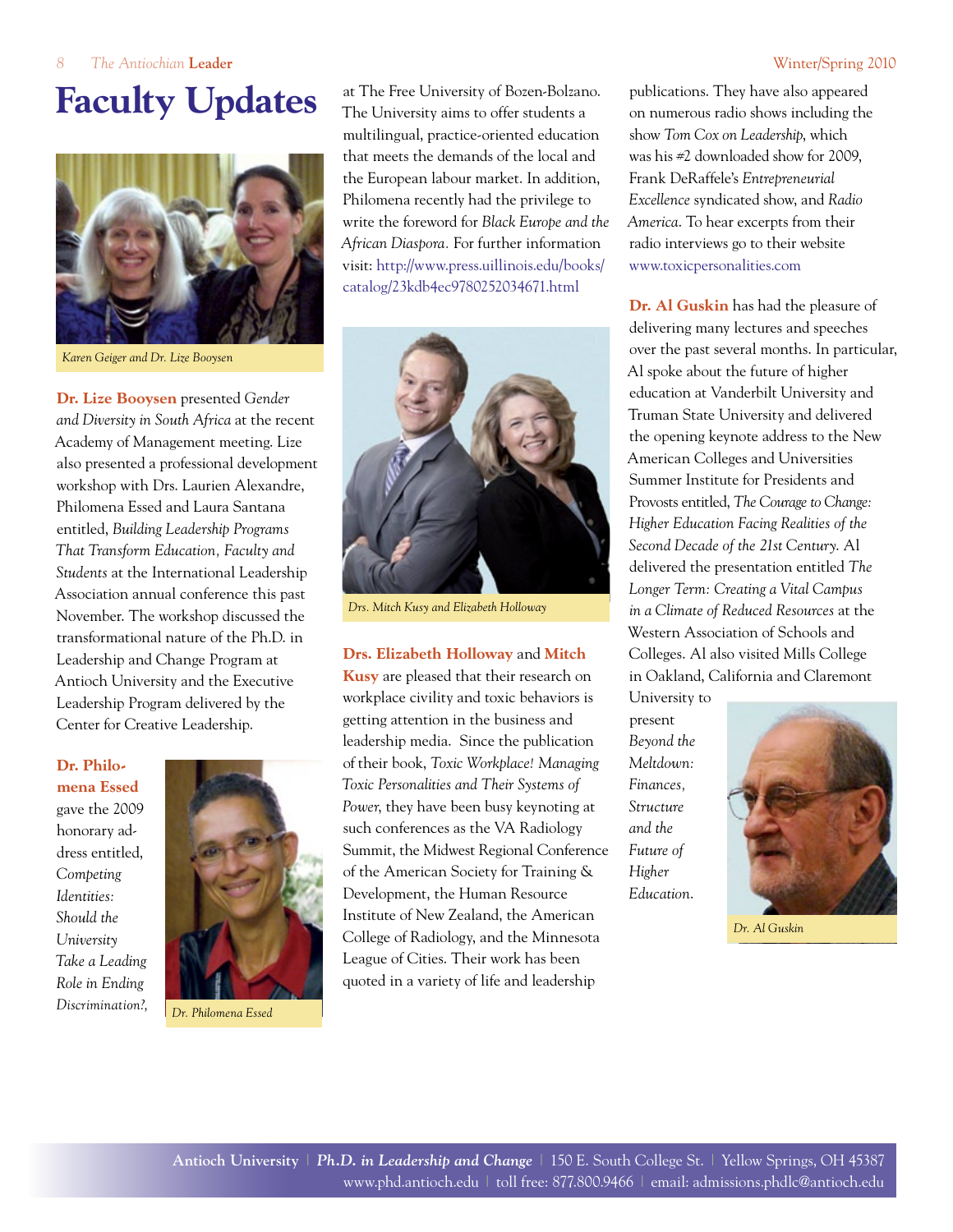# Faculty Updates

Karen Geiger and Dr. Lize Booysen

**Dr. Lize Booysen** presented *Gender and Diversity in South Africa* at the recent Academy of Management meeting. Lize also presented a professional development workshop with Drs. Laurien Alexandre, Philomena Essed and Laura Santana entitled, *Building Leadership Programs That Transform Education, Faculty and Students* at the International Leadership Association annual conference this past November. The workshop discussed the transformational nature of the Ph.D. in Leadership and Change Program at Antioch University and the Executive Leadership Program delivered by the Center for Creative Leadership.

**Dr. Philomena Essed** gave the 2009 honorary address entitled, *Competing Identities: Should the University Take a Leading Role in Ending Discrimination?*, at The Free University of Bozen-Bolzano. The University aims to offer students a multilingual, practice-oriented education that meets the demands of the local and the European labour market. In addition, Philomena recently had the privilege to write the foreword for *Black Europe and the African Diaspora*. For further information visit: http://www.press.uillinois.edu/books/catalog/23kdb4ec9780252034671.html

Dr. Philomena Essed

Drs. Mitch Kusy and Elizabeth Holloway

**Drs. Elizabeth Holloway** and **Mitch Kusy** are pleased that their research on workplace civility and toxic behaviors is getting attention in the business and leadership media. Since the publication of their book, *Toxic Workplace! Managing Toxic Personalities and Their Systems of Power*, they have been busy keynoting at such conferences as the VA Radiology Summit, the Midwest Regional Conference of the American Society for Training & Development, the Human Resource Institute of New Zealand, the American College of Radiology, and the Minnesota League of Cities. Their work has been quoted in a variety of life and leadership publications. They have also appeared on numerous radio shows including the show *Tom Cox on Leadership*, which was his #2 downloaded show for 2009, Frank DeRaffele's *Entrepreneurial Excellence* syndicated show, and *Radio America*. To hear excerpts from their radio interviews go to their website www.toxicpersonalities.com

**Dr. Al Guskin** has had the pleasure of delivering many lectures and speeches over the past several months. In particular, Al spoke about the future of higher education at Vanderbilt University and Truman State University and delivered the opening keynote address to the New American Colleges and Universities Summer Institute for Presidents and Provosts entitled, *The Courage to Change: Higher Education Facing Realities of the Second Decade of the 21st Century*. Al delivered the presentation entitled *The Longer Term: Creating a Vital Campus in a Climate of Reduced Resources* at the Western Association of Schools and Colleges. Al also visited Mills College in Oakland, California and Claremont University to present *Beyond the Meltdown: Finances, Structure and the Future of Higher Education*.

Dr. Al Guskin

**Antioch University** | ***Ph.D. in Leadership and Change*** | 150 E. South College St. | Yellow Springs, OH 45387
www.phd.antioch.edu | toll free: 877.800.9466 | email: admissions.phdlc@antioch.edu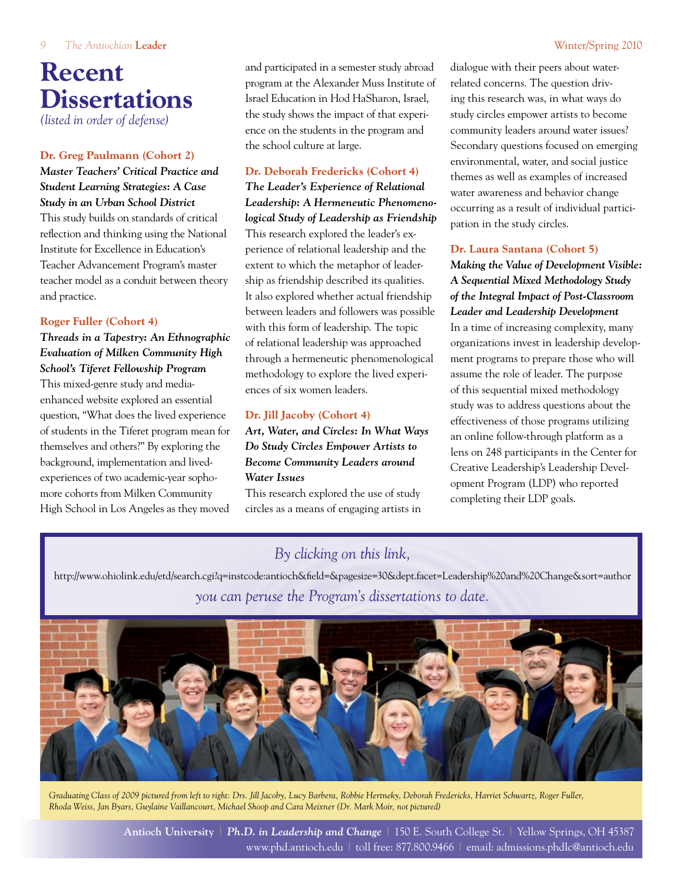# Recent Dissertations

*(listed in order of defense)*

**Dr. Greg Paulmann (Cohort 2)**

***Master Teachers' Critical Practice and Student Learning Strategies: A Case Study in an Urban School District***

This study builds on standards of critical reflection and thinking using the National Institute for Excellence in Education's Teacher Advancement Program's master teacher model as a conduit between theory and practice.

**Roger Fuller (Cohort 4)**

***Threads in a Tapestry: An Ethnographic Evaluation of Milken Community High School's Tiferet Fellowship Program***

This mixed-genre study and media-enhanced website explored an essential question, "What does the lived experience of students in the Tiferet program mean for themselves and others?" By exploring the background, implementation and lived-experiences of two academic-year sophomore cohorts from Milken Community High School in Los Angeles as they moved and participated in a semester study abroad program at the Alexander Muss Institute of Israel Education in Hod HaSharon, Israel, the study shows the impact of that experience on the students in the program and the school culture at large.

**Dr. Deborah Fredericks (Cohort 4)**

***The Leader's Experience of Relational Leadership: A Hermeneutic Phenomenological Study of Leadership as Friendship***

This research explored the leader's experience of relational leadership and the extent to which the metaphor of leadership as friendship described its qualities. It also explored whether actual friendship between leaders and followers was possible with this form of leadership. The topic of relational leadership was approached through a hermeneutic phenomenological methodology to explore the lived experiences of six women leaders.

**Dr. Jill Jacoby (Cohort 4)**

***Art, Water, and Circles: In What Ways Do Study Circles Empower Artists to Become Community Leaders around Water Issues***

This research explored the use of study circles as a means of engaging artists in dialogue with their peers about water-related concerns. The question driving this research was, in what ways do study circles empower artists to become community leaders around water issues? Secondary questions focused on emerging environmental, water, and social justice themes as well as examples of increased water awareness and behavior change occurring as a result of individual participation in the study circles.

**Dr. Laura Santana (Cohort 5)**

***Making the Value of Development Visible: A Sequential Mixed Methodology Study of the Integral Impact of Post-Classroom Leader and Leadership Development***

In a time of increasing complexity, many organizations invest in leadership development programs to prepare those who will assume the role of leader. The purpose of this sequential mixed methodology study was to address questions about the effectiveness of those programs utilizing an online follow-through platform as a lens on 248 participants in the Center for Creative Leadership's Leadership Development Program (LDP) who reported completing their LDP goals.

*By clicking on this link,*

http://www.ohiolink.edu/etd/search.cgi?q=instcode:antioch&field=&pagesize=30&dept.facet=Leadership%20and%20Change&sort=author

*you can peruse the Program's dissertations to date.*

*Graduating Class of 2009 pictured from left to right: Drs. Jill Jacoby, Lucy Barbera, Robbie Hertneky, Deborah Fredericks, Harriet Schwartz, Roger Fuller, Rhoda Weiss, Jan Byars, Guylaine Vaillancourt, Michael Shoop and Cara Meixner (Dr. Mark Moir, not pictured)*

**Antioch University** | ***Ph.D. in Leadership and Change*** | 150 E. South College St. | Yellow Springs, OH 45387
www.phd.antioch.edu | toll free: 877.800.9466 | email: admissions.phdlc@antioch.edu